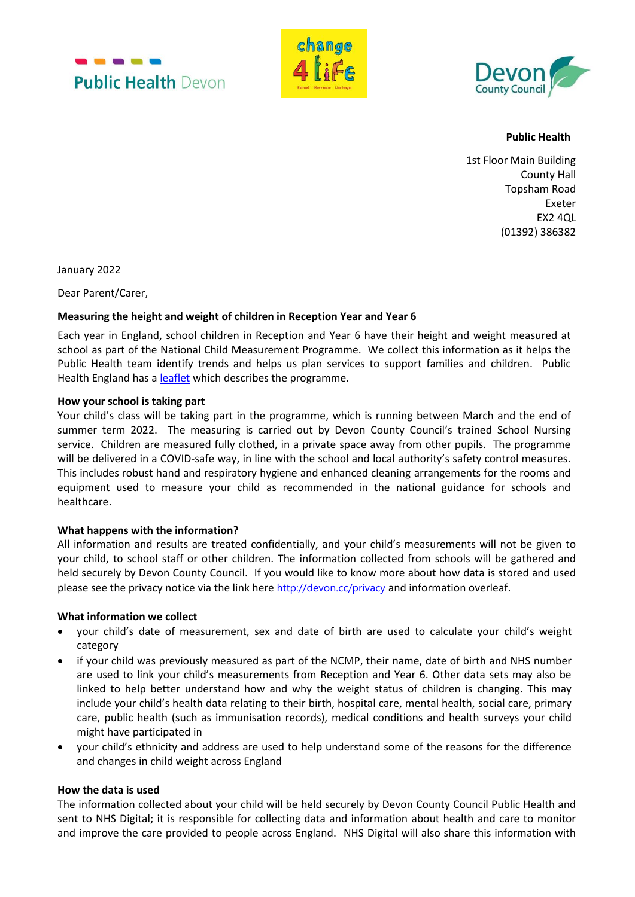Public Health Devon

change 4 Life

Devon County Council

**Public Health**

1st Floor Main Building
County Hall
Topsham Road
Exeter
EX2 4QL
(01392) 386382

January 2022

Dear Parent/Carer,

**Measuring the height and weight of children in Reception Year and Year 6**

Each year in England, school children in Reception and Year 6 have their height and weight measured at school as part of the National Child Measurement Programme. We collect this information as it helps the Public Health team identify trends and helps us plan services to support families and children. Public Health England has a [leaflet]() which describes the programme.

**How your school is taking part**

Your child's class will be taking part in the programme, which is running between March and the end of summer term 2022. The measuring is carried out by Devon County Council's trained School Nursing service. Children are measured fully clothed, in a private space away from other pupils. The programme will be delivered in a COVID-safe way, in line with the school and local authority's safety control measures. This includes robust hand and respiratory hygiene and enhanced cleaning arrangements for the rooms and equipment used to measure your child as recommended in the national guidance for schools and healthcare.

**What happens with the information?**

All information and results are treated confidentially, and your child's measurements will not be given to your child, to school staff or other children. The information collected from schools will be gathered and held securely by Devon County Council. If you would like to know more about how data is stored and used please see the privacy notice via the link here [http://devon.cc/privacy](http://devon.cc/privacy) and information overleaf.

**What information we collect**

- your child's date of measurement, sex and date of birth are used to calculate your child's weight category
- if your child was previously measured as part of the NCMP, their name, date of birth and NHS number are used to link your child's measurements from Reception and Year 6. Other data sets may also be linked to help better understand how and why the weight status of children is changing. This may include your child's health data relating to their birth, hospital care, mental health, social care, primary care, public health (such as immunisation records), medical conditions and health surveys your child might have participated in
- your child's ethnicity and address are used to help understand some of the reasons for the difference and changes in child weight across England

**How the data is used**

The information collected about your child will be held securely by Devon County Council Public Health and sent to NHS Digital; it is responsible for collecting data and information about health and care to monitor and improve the care provided to people across England. NHS Digital will also share this information with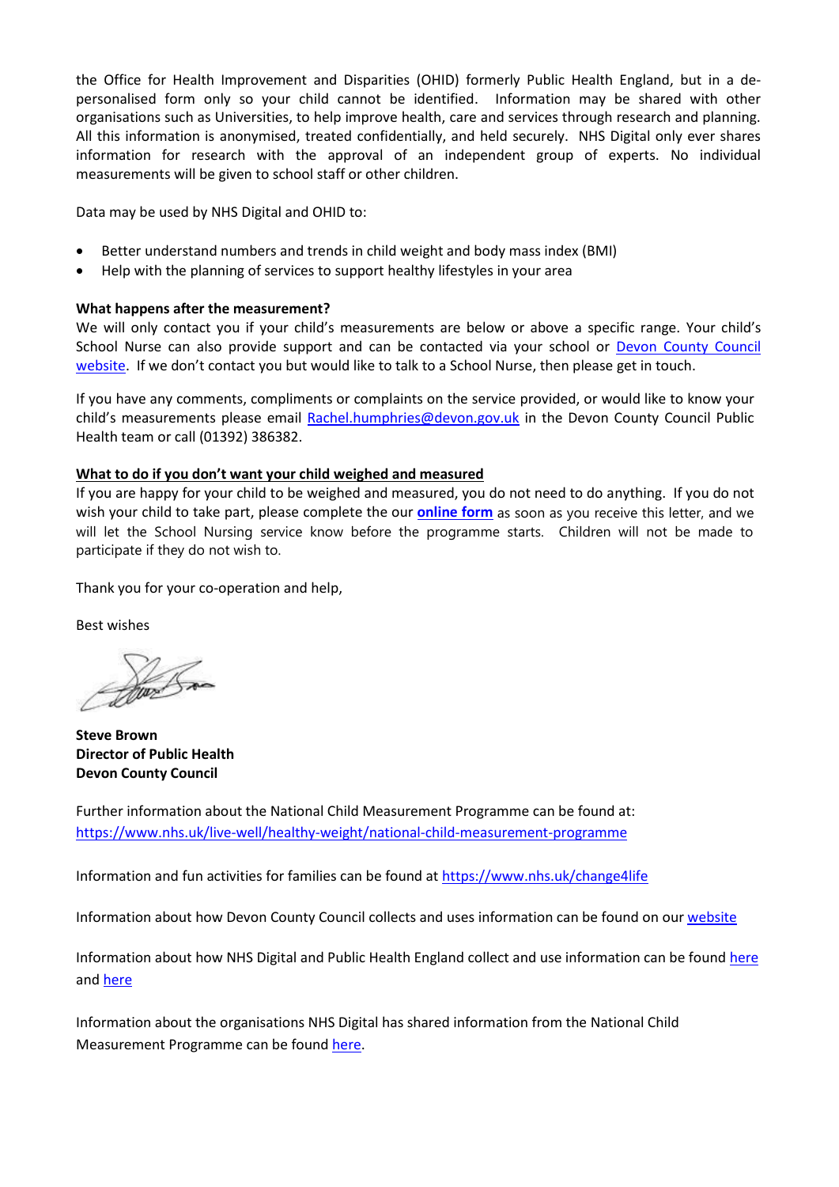the Office for Health Improvement and Disparities (OHID) formerly Public Health England, but in a de-personalised form only so your child cannot be identified. Information may be shared with other organisations such as Universities, to help improve health, care and services through research and planning. All this information is anonymised, treated confidentially, and held securely. NHS Digital only ever shares information for research with the approval of an independent group of experts. No individual measurements will be given to school staff or other children.

Data may be used by NHS Digital and OHID to:

- Better understand numbers and trends in child weight and body mass index (BMI)
- Help with the planning of services to support healthy lifestyles in your area

**What happens after the measurement?**

We will only contact you if your child's measurements are below or above a specific range. Your child's School Nurse can also provide support and can be contacted via your school or Devon County Council website. If we don't contact you but would like to talk to a School Nurse, then please get in touch.

If you have any comments, compliments or complaints on the service provided, or would like to know your child's measurements please email Rachel.humphries@devon.gov.uk in the Devon County Council Public Health team or call (01392) 386382.

**<u>What to do if you don't want your child weighed and measured</u>**

If you are happy for your child to be weighed and measured, you do not need to do anything. If you do not wish your child to take part, please complete the our **online form** as soon as you receive this letter, and we will let the School Nursing service know before the programme starts. Children will not be made to participate if they do not wish to.

Thank you for your co-operation and help,

Best wishes

**Steve Brown**
**Director of Public Health**
**Devon County Council**

Further information about the National Child Measurement Programme can be found at:
https://www.nhs.uk/live-well/healthy-weight/national-child-measurement-programme

Information and fun activities for families can be found at https://www.nhs.uk/change4life

Information about how Devon County Council collects and uses information can be found on our website

Information about how NHS Digital and Public Health England collect and use information can be found here and here

Information about the organisations NHS Digital has shared information from the National Child Measurement Programme can be found here.